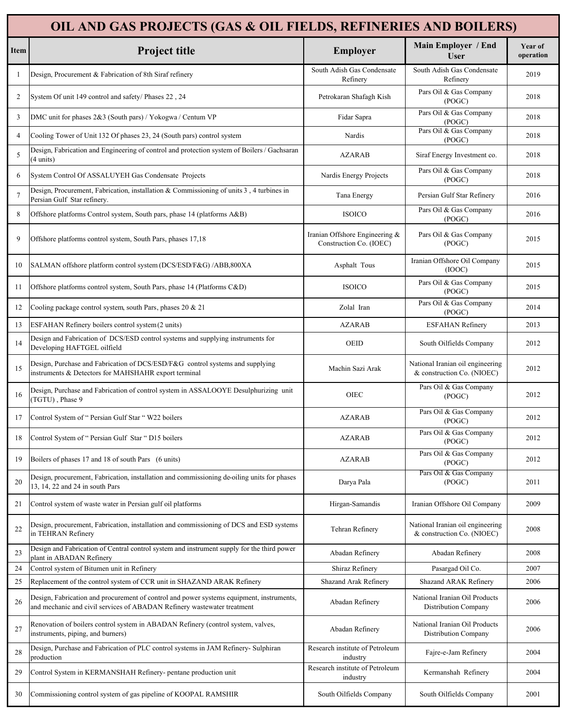# OIL AND GAS PROJECTS (GAS & OIL FIELDS, REFINERIES AND BOILERS)

| Item | Project title | Employer | Main Employer / End User | Year of operation |
|---|---|---|---|---|
| 1 | Design, Procurement & Fabrication of 8th Siraf refinery | South Adish Gas Condensate Refinery | South Adish Gas Condensate Refinery | 2019 |
| 2 | System Of unit 149 control and safety/ Phases 22 , 24 | Petrokaran Shafagh Kish | Pars Oil & Gas Company (POGC) | 2018 |
| 3 | DMC unit for phases 2&3 (South pars) / Yokogwa / Centum VP | Fidar Sapra | Pars Oil & Gas Company (POGC) | 2018 |
| 4 | Cooling Tower of Unit 132 Of phases 23, 24 (South pars) control system | Nardis | Pars Oil & Gas Company (POGC) | 2018 |
| 5 | Design, Fabrication and Engineering of control and protection system of Boilers / Gachsaran (4 units) | AZARAB | Siraf Energy Investment co. | 2018 |
| 6 | System Control Of ASSALUYEH Gas Condensate Projects | Nardis Energy Projects | Pars Oil & Gas Company (POGC) | 2018 |
| 7 | Design, Procurement, Fabrication, installation & Commissioning of units 3 , 4 turbines in Persian Gulf Star refinery. | Tana Energy | Persian Gulf Star Refinery | 2016 |
| 8 | Offshore platforms Control system, South pars, phase 14 (platforms A&B) | ISOICO | Pars Oil & Gas Company (POGC) | 2016 |
| 9 | Offshore platforms control system, South Pars, phases 17,18 | Iranian Offshore Engineering & Construction Co. (IOEC) | Pars Oil & Gas Company (POGC) | 2015 |
| 10 | SALMAN offshore platform control system (DCS/ESD/F&G) /ABB,800XA | Asphalt Tous | Iranian Offshore Oil Company (IOOC) | 2015 |
| 11 | Offshore platforms control system, South Pars, phase 14 (Platforms C&D) | ISOICO | Pars Oil & Gas Company (POGC) | 2015 |
| 12 | Cooling package control system, south Pars, phases 20 & 21 | Zolal Iran | Pars Oil & Gas Company (POGC) | 2014 |
| 13 | ESFAHAN Refinery boilers control system (2 units) | AZARAB | ESFAHAN Refinery | 2013 |
| 14 | Design and Fabrication of DCS/ESD control systems and supplying instruments for Developing HAFTGEL oilfield | OEID | South Oilfields Company | 2012 |
| 15 | Design, Purchase and Fabrication of DCS/ESD/F&G control systems and supplying instruments & Detectors for MAHSHAHR export terminal | Machin Sazi Arak | National Iranian oil engineering & construction Co. (NIOEC) | 2012 |
| 16 | Design, Purchase and Fabrication of control system in ASSALOOYE Desulphurizing unit (TGTU) , Phase 9 | OIEC | Pars Oil & Gas Company (POGC) | 2012 |
| 17 | Control System of " Persian Gulf Star " W22 boilers | AZARAB | Pars Oil & Gas Company (POGC) | 2012 |
| 18 | Control System of " Persian Gulf Star " D15 boilers | AZARAB | Pars Oil & Gas Company (POGC) | 2012 |
| 19 | Boilers of phases 17 and 18 of south Pars (6 units) | AZARAB | Pars Oil & Gas Company (POGC) | 2012 |
| 20 | Design, procurement, Fabrication, installation and commissioning de-oiling units for phases 13, 14, 22 and 24 in south Pars | Darya Pala | Pars Oil & Gas Company (POGC) | 2011 |
| 21 | Control system of waste water in Persian gulf oil platforms | Hirgan-Samandis | Iranian Offshore Oil Company | 2009 |
| 22 | Design, procurement, Fabrication, installation and commissioning of DCS and ESD systems in TEHRAN Refinery | Tehran Refinery | National Iranian oil engineering & construction Co. (NIOEC) | 2008 |
| 23 | Design and Fabrication of Central control system and instrument supply for the third power plant in ABADAN Refinery | Abadan Refinery | Abadan Refinery | 2008 |
| 24 | Control system of Bitumen unit in Refinery | Shiraz Refinery | Pasargad Oil Co. | 2007 |
| 25 | Replacement of the control system of CCR unit in SHAZAND ARAK Refinery | Shazand Arak Refinery | Shazand ARAK Refinery | 2006 |
| 26 | Design, Fabrication and procurement of control and power systems equipment, instruments, and mechanic and civil services of ABADAN Refinery wastewater treatment | Abadan Refinery | National Iranian Oil Products Distribution Company | 2006 |
| 27 | Renovation of boilers control system in ABADAN Refinery (control system, valves, instruments, piping, and burners) | Abadan Refinery | National Iranian Oil Products Distribution Company | 2006 |
| 28 | Design, Purchase and Fabrication of PLC control systems in JAM Refinery- Sulphiran production | Research institute of Petroleum industry | Fajre-e-Jam Refinery | 2004 |
| 29 | Control System in KERMANSHAH Refinery- pentane production unit | Research institute of Petroleum industry | Kermanshah Refinery | 2004 |
| 30 | Commissioning control system of gas pipeline of KOOPAL RAMSHIR | South Oilfields Company | South Oilfields Company | 2001 |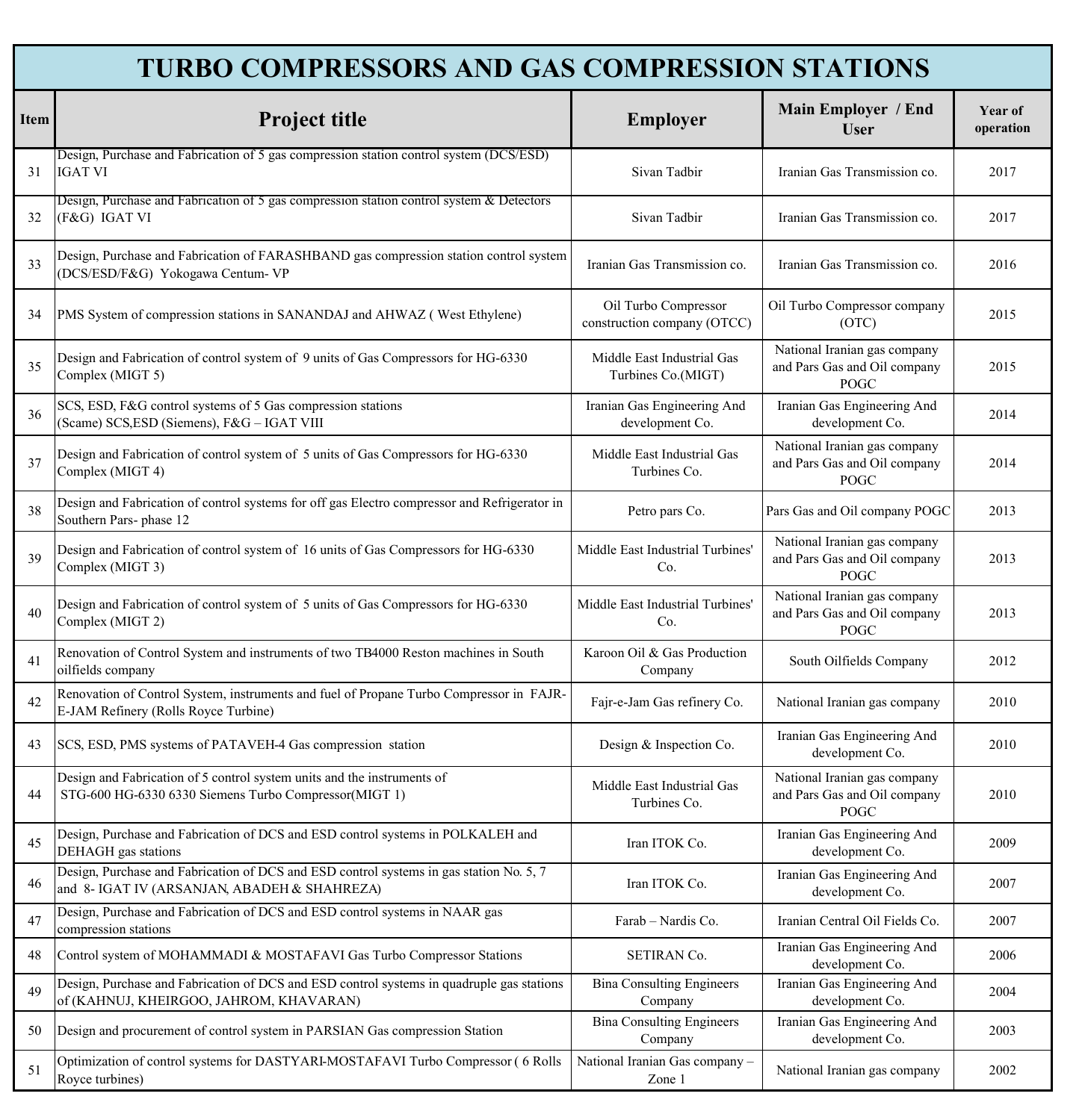# TURBO COMPRESSORS AND GAS COMPRESSION STATIONS

| Item | Project title | Employer | Main Employer / End User | Year of operation |
|---|---|---|---|---|
| 31 | Design, Purchase and Fabrication of 5 gas compression station control system (DCS/ESD) IGAT VI | Sivan Tadbir | Iranian Gas Transmission co. | 2017 |
| 32 | Design, Purchase and Fabrication of 5 gas compression station control system & Detectors (F&G) IGAT VI | Sivan Tadbir | Iranian Gas Transmission co. | 2017 |
| 33 | Design, Purchase and Fabrication of FARASHBAND gas compression station control system (DCS/ESD/F&G) Yokogawa Centum- VP | Iranian Gas Transmission co. | Iranian Gas Transmission co. | 2016 |
| 34 | PMS System of compression stations in SANANDAJ and AHWAZ ( West Ethylene) | Oil Turbo Compressor construction company (OTCC) | Oil Turbo Compressor company (OTC) | 2015 |
| 35 | Design and Fabrication of control system of 9 units of Gas Compressors for HG-6330 Complex (MIGT 5) | Middle East Industrial Gas Turbines Co.(MIGT) | National Iranian gas company and Pars Gas and Oil company POGC | 2015 |
| 36 | SCS, ESD, F&G control systems of 5 Gas compression stations (Scame) SCS,ESD (Siemens), F&G – IGAT VIII | Iranian Gas Engineering And development Co. | Iranian Gas Engineering And development Co. | 2014 |
| 37 | Design and Fabrication of control system of 5 units of Gas Compressors for HG-6330 Complex (MIGT 4) | Middle East Industrial Gas Turbines Co. | National Iranian gas company and Pars Gas and Oil company POGC | 2014 |
| 38 | Design and Fabrication of control systems for off gas Electro compressor and Refrigerator in Southern Pars- phase 12 | Petro pars Co. | Pars Gas and Oil company POGC | 2013 |
| 39 | Design and Fabrication of control system of 16 units of Gas Compressors for HG-6330 Complex (MIGT 3) | Middle East Industrial Turbines' Co. | National Iranian gas company and Pars Gas and Oil company POGC | 2013 |
| 40 | Design and Fabrication of control system of 5 units of Gas Compressors for HG-6330 Complex (MIGT 2) | Middle East Industrial Turbines' Co. | National Iranian gas company and Pars Gas and Oil company POGC | 2013 |
| 41 | Renovation of Control System and instruments of two TB4000 Reston machines in South oilfields company | Karoon Oil & Gas Production Company | South Oilfields Company | 2012 |
| 42 | Renovation of Control System, instruments and fuel of Propane Turbo Compressor in FAJR-E-JAM Refinery (Rolls Royce Turbine) | Fajr-e-Jam Gas refinery Co. | National Iranian gas company | 2010 |
| 43 | SCS, ESD, PMS systems of PATAVEH-4 Gas compression station | Design & Inspection Co. | Iranian Gas Engineering And development Co. | 2010 |
| 44 | Design and Fabrication of 5 control system units and the instruments of STG-600 HG-6330 6330 Siemens Turbo Compressor(MIGT 1) | Middle East Industrial Gas Turbines Co. | National Iranian gas company and Pars Gas and Oil company POGC | 2010 |
| 45 | Design, Purchase and Fabrication of DCS and ESD control systems in POLKALEH and DEHAGH gas stations | Iran ITOK Co. | Iranian Gas Engineering And development Co. | 2009 |
| 46 | Design, Purchase and Fabrication of DCS and ESD control systems in gas station No. 5, 7 and 8- IGAT IV (ARSANJAN, ABADEH & SHAHREZA) | Iran ITOK Co. | Iranian Gas Engineering And development Co. | 2007 |
| 47 | Design, Purchase and Fabrication of DCS and ESD control systems in NAAR gas compression stations | Farab – Nardis Co. | Iranian Central Oil Fields Co. | 2007 |
| 48 | Control system of MOHAMMADI & MOSTAFAVI Gas Turbo Compressor Stations | SETIRAN Co. | Iranian Gas Engineering And development Co. | 2006 |
| 49 | Design, Purchase and Fabrication of DCS and ESD control systems in quadruple gas stations of (KAHNUJ, KHEIRGOO, JAHROM, KHAVARAN) | Bina Consulting Engineers Company | Iranian Gas Engineering And development Co. | 2004 |
| 50 | Design and procurement of control system in PARSIAN Gas compression Station | Bina Consulting Engineers Company | Iranian Gas Engineering And development Co. | 2003 |
| 51 | Optimization of control systems for DASTYARI-MOSTAFAVI Turbo Compressor ( 6 Rolls Royce turbines) | National Iranian Gas company – Zone 1 | National Iranian gas company | 2002 |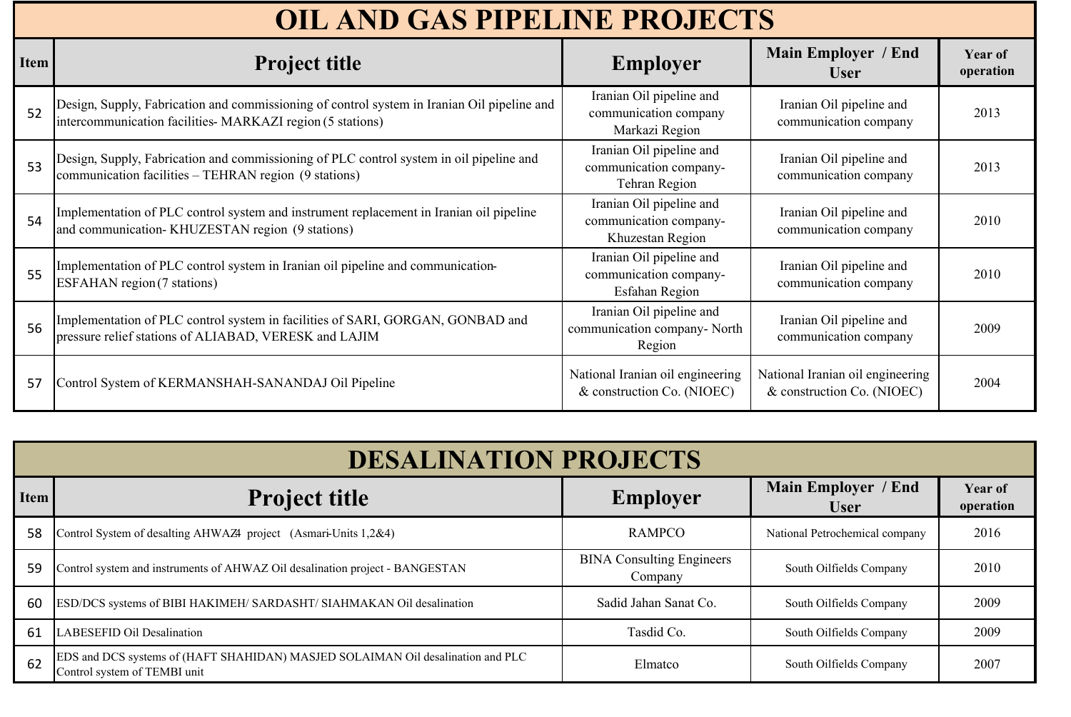# OIL AND GAS PIPELINE PROJECTS

| Item | Project title | Employer | Main Employer / End User | Year of operation |
|---|---|---|---|---|
| 52 | Design, Supply, Fabrication and commissioning of control system in Iranian Oil pipeline and intercommunication facilities- MARKAZI region (5 stations) | Iranian Oil pipeline and communication company Markazi Region | Iranian Oil pipeline and communication company | 2013 |
| 53 | Design, Supply, Fabrication and commissioning of PLC control system in oil pipeline and communication facilities – TEHRAN region (9 stations) | Iranian Oil pipeline and communication company- Tehran Region | Iranian Oil pipeline and communication company | 2013 |
| 54 | Implementation of PLC control system and instrument replacement in Iranian oil pipeline and communication- KHUZESTAN region (9 stations) | Iranian Oil pipeline and communication company- Khuzestan Region | Iranian Oil pipeline and communication company | 2010 |
| 55 | Implementation of PLC control system in Iranian oil pipeline and communication- ESFAHAN region (7 stations) | Iranian Oil pipeline and communication company- Esfahan Region | Iranian Oil pipeline and communication company | 2010 |
| 56 | Implementation of PLC control system in facilities of SARI, GORGAN, GONBAD and pressure relief stations of ALIABAD, VERESK and LAJIM | Iranian Oil pipeline and communication company- North Region | Iranian Oil pipeline and communication company | 2009 |
| 57 | Control System of KERMANSHAH-SANANDAJ Oil Pipeline | National Iranian oil engineering & construction Co. (NIOEC) | National Iranian oil engineering & construction Co. (NIOEC) | 2004 |

# DESALINATION PROJECTS

| Item | Project title | Employer | Main Employer / End User | Year of operation |
|---|---|---|---|---|
| 58 | Control System of desalting AHWAZ4 project (Asmari-Units 1,2&4) | RAMPCO | National Petrochemical company | 2016 |
| 59 | Control system and instruments of AHWAZ Oil desalination project - BANGESTAN | BINA Consulting Engineers Company | South Oilfields Company | 2010 |
| 60 | ESD/DCS systems of BIBI HAKIMEH/ SARDASHT/ SIAHMAKAN Oil desalination | Sadid Jahan Sanat Co. | South Oilfields Company | 2009 |
| 61 | LABESEFID Oil Desalination | Tasdid Co. | South Oilfields Company | 2009 |
| 62 | EDS and DCS systems of (HAFT SHAHIDAN) MASJED SOLAIMAN Oil desalination and PLC Control system of TEMBI unit | Elmatco | South Oilfields Company | 2007 |